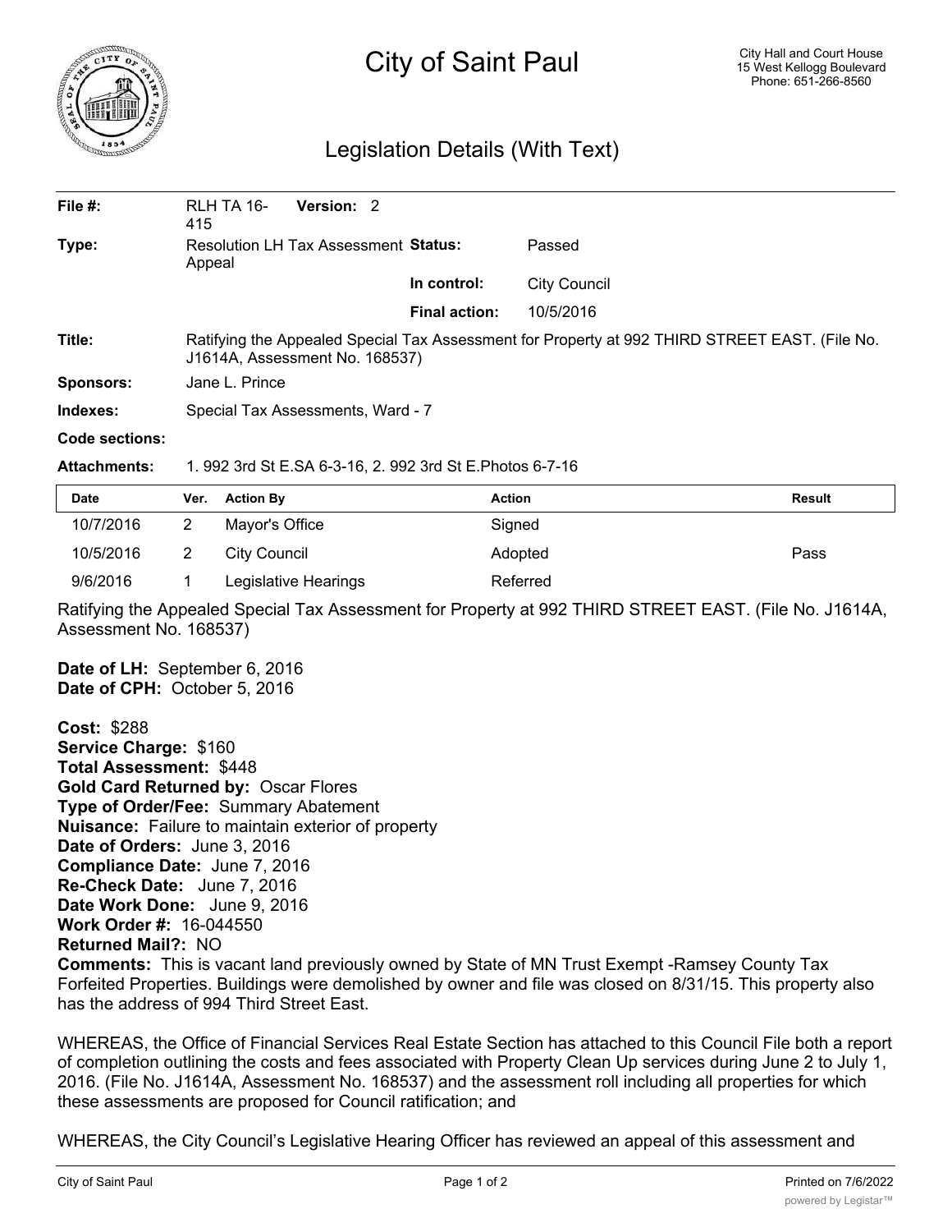# City of Saint Paul

City Hall and Court House
15 West Kellogg Boulevard
Phone: 651-266-8560

## Legislation Details (With Text)

| | | | |
|---|---|---|---|
| **File #:** | RLH TA 16-415 **Version:** 2 | | |
| **Type:** | Resolution LH Tax Assessment Appeal | **Status:** | Passed |
| | | **In control:** | City Council |
| | | **Final action:** | 10/5/2016 |
| **Title:** | Ratifying the Appealed Special Tax Assessment for Property at 992 THIRD STREET EAST. (File No. J1614A, Assessment No. 168537) | | |
| **Sponsors:** | Jane L. Prince | | |
| **Indexes:** | Special Tax Assessments, Ward - 7 | | |
| **Code sections:** | | | |
| **Attachments:** | 1. 992 3rd St E.SA 6-3-16, 2. 992 3rd St E.Photos 6-7-16 | | |

| Date | Ver. | Action By | Action | Result |
|---|---|---|---|---|
| 10/7/2016 | 2 | Mayor's Office | Signed | |
| 10/5/2016 | 2 | City Council | Adopted | Pass |
| 9/6/2016 | 1 | Legislative Hearings | Referred | |

Ratifying the Appealed Special Tax Assessment for Property at 992 THIRD STREET EAST. (File No. J1614A, Assessment No. 168537)

**Date of LH:** September 6, 2016
**Date of CPH:** October 5, 2016

**Cost:** $288
**Service Charge:** $160
**Total Assessment:** $448
**Gold Card Returned by:** Oscar Flores
**Type of Order/Fee:** Summary Abatement
**Nuisance:** Failure to maintain exterior of property
**Date of Orders:** June 3, 2016
**Compliance Date:** June 7, 2016
**Re-Check Date:** June 7, 2016
**Date Work Done:** June 9, 2016
**Work Order #:** 16-044550
**Returned Mail?:** NO
**Comments:** This is vacant land previously owned by State of MN Trust Exempt -Ramsey County Tax Forfeited Properties. Buildings were demolished by owner and file was closed on 8/31/15. This property also has the address of 994 Third Street East.

WHEREAS, the Office of Financial Services Real Estate Section has attached to this Council File both a report of completion outlining the costs and fees associated with Property Clean Up services during June 2 to July 1, 2016. (File No. J1614A, Assessment No. 168537) and the assessment roll including all properties for which these assessments are proposed for Council ratification; and

WHEREAS, the City Council's Legislative Hearing Officer has reviewed an appeal of this assessment and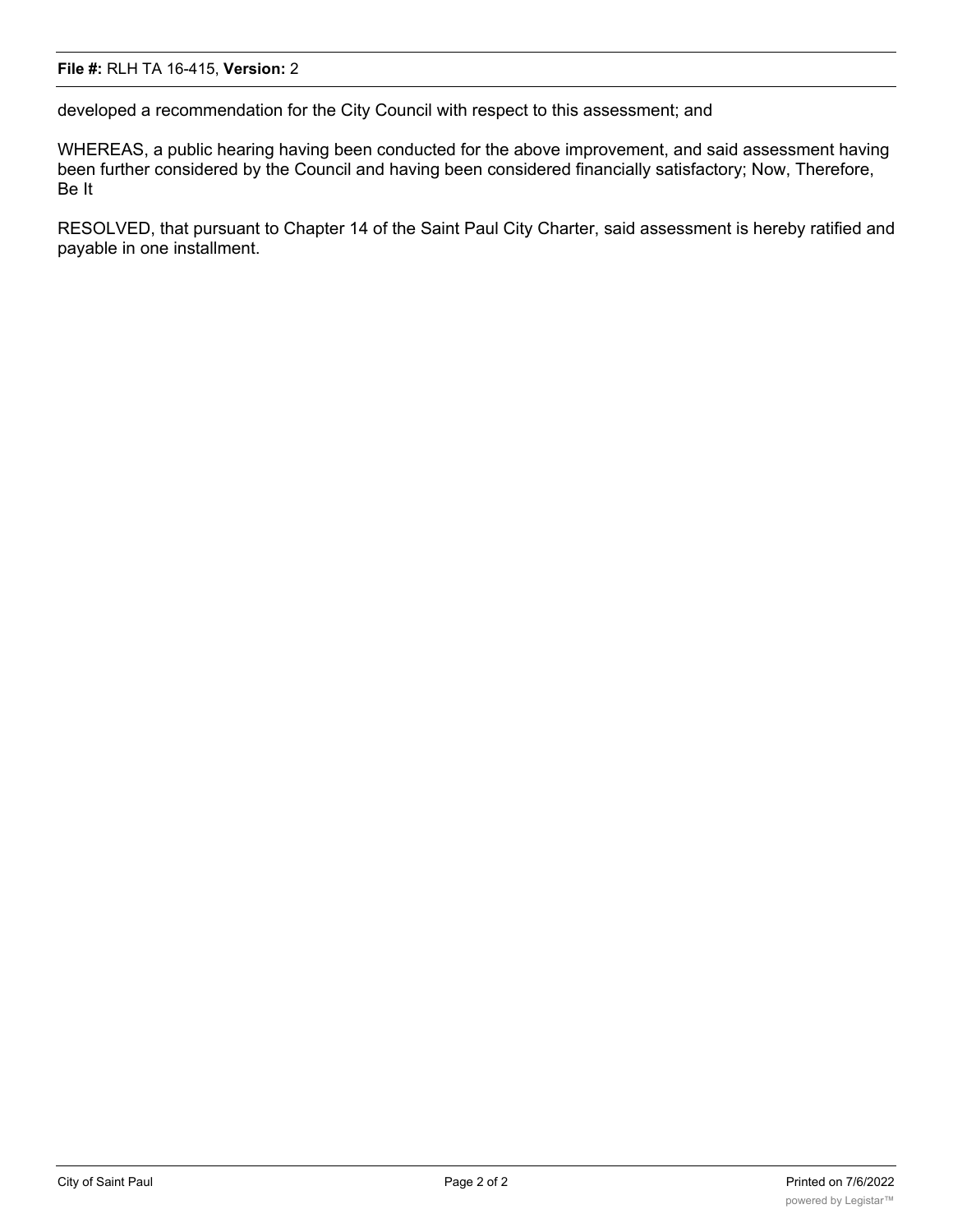developed a recommendation for the City Council with respect to this assessment; and

WHEREAS, a public hearing having been conducted for the above improvement, and said assessment having been further considered by the Council and having been considered financially satisfactory; Now, Therefore, Be It

RESOLVED, that pursuant to Chapter 14 of the Saint Paul City Charter, said assessment is hereby ratified and payable in one installment.